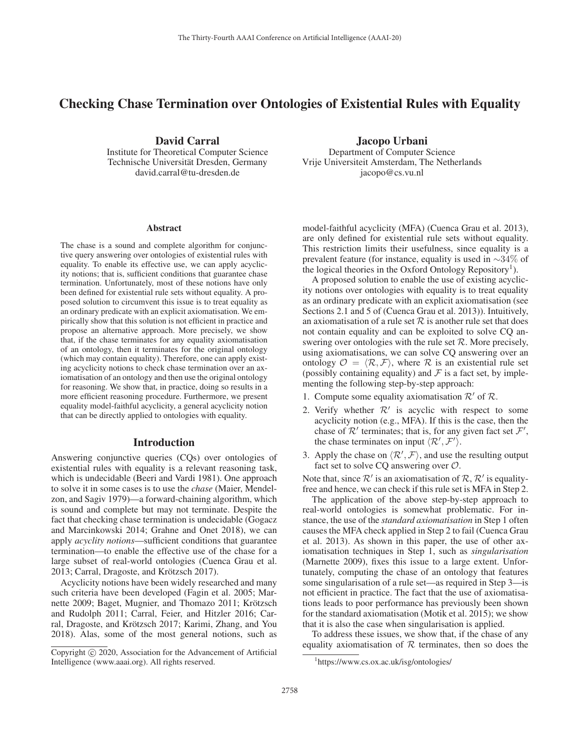# Checking Chase Termination over Ontologies of Existential Rules with Equality

**David Carral**
Institute for Theoretical Computer Science
Technische Universität Dresden, Germany
david.carral@tu-dresden.de

**Jacopo Urbani**
Department of Computer Science
Vrije Universiteit Amsterdam, The Netherlands
jacopo@cs.vu.nl

## Abstract

The chase is a sound and complete algorithm for conjunctive query answering over ontologies of existential rules with equality. To enable its effective use, we can apply acyclicity notions; that is, sufficient conditions that guarantee chase termination. Unfortunately, most of these notions have only been defined for existential rule sets without equality. A proposed solution to circumvent this issue is to treat equality as an ordinary predicate with an explicit axiomatisation. We empirically show that this solution is not efficient in practice and propose an alternative approach. More precisely, we show that, if the chase terminates for any equality axiomatisation of an ontology, then it terminates for the original ontology (which may contain equality). Therefore, one can apply existing acyclicity notions to check chase termination over an axiomatisation of an ontology and then use the original ontology for reasoning. We show that, in practice, doing so results in a more efficient reasoning procedure. Furthermore, we present equality model-faithful acyclicity, a general acyclicity notion that can be directly applied to ontologies with equality.

## Introduction

Answering conjunctive queries (CQs) over ontologies of existential rules with equality is a relevant reasoning task, which is undecidable (Beeri and Vardi 1981). One approach to solve it in some cases is to use the *chase* (Maier, Mendelzon, and Sagiv 1979)—a forward-chaining algorithm, which is sound and complete but may not terminate. Despite the fact that checking chase termination is undecidable (Gogacz and Marcinkowski 2014; Grahne and Onet 2018), we can apply *acyclity notions*—sufficient conditions that guarantee termination—to enable the effective use of the chase for a large subset of real-world ontologies (Cuenca Grau et al. 2013; Carral, Dragoste, and Krötzsch 2017).

Acyclicity notions have been widely researched and many such criteria have been developed (Fagin et al. 2005; Marnette 2009; Baget, Mugnier, and Thomazo 2011; Krötzsch and Rudolph 2011; Carral, Feier, and Hitzler 2016; Carral, Dragoste, and Krötzsch 2017; Karimi, Zhang, and You 2018). Alas, some of the most general notions, such as model-faithful acyclicity (MFA) (Cuenca Grau et al. 2013), are only defined for existential rule sets without equality. This restriction limits their usefulness, since equality is a prevalent feature (for instance, equality is used in $\sim$34% of the logical theories in the Oxford Ontology Repository[1]).

A proposed solution to enable the use of existing acyclicity notions over ontologies with equality is to treat equality as an ordinary predicate with an explicit axiomatisation (see Sections 2.1 and 5 of (Cuenca Grau et al. 2013)). Intuitively, an axiomatisation of a rule set $\mathcal{R}$ is another rule set that does not contain equality and can be exploited to solve CQ answering over ontologies with the rule set $\mathcal{R}$. More precisely, using axiomatisations, we can solve CQ answering over an ontology $\mathcal{O} = \langle \mathcal{R}, \mathcal{F} \rangle$, where $\mathcal{R}$ is an existential rule set (possibly containing equality) and $\mathcal{F}$ is a fact set, by implementing the following step-by-step approach:

1. Compute some equality axiomatisation $\mathcal{R}'$ of $\mathcal{R}$.
2. Verify whether $\mathcal{R}'$ is acyclic with respect to some acyclicity notion (e.g., MFA). If this is the case, then the chase of $\mathcal{R}'$ terminates; that is, for any given fact set $\mathcal{F}'$, the chase terminates on input $\langle \mathcal{R}', \mathcal{F}' \rangle$.
3. Apply the chase on $\langle \mathcal{R}', \mathcal{F} \rangle$, and use the resulting output fact set to solve CQ answering over $\mathcal{O}$.

Note that, since $\mathcal{R}'$ is an axiomatisation of $\mathcal{R}$, $\mathcal{R}'$ is equality-free and hence, we can check if this rule set is MFA in Step 2.

The application of the above step-by-step approach to real-world ontologies is somewhat problematic. For instance, the use of the *standard axiomatisation* in Step 1 often causes the MFA check applied in Step 2 to fail (Cuenca Grau et al. 2013). As shown in this paper, the use of other axiomatisation techniques in Step 1, such as *singularisation* (Marnette 2009), fixes this issue to a large extent. Unfortunately, computing the chase of an ontology that features some singularisation of a rule set—as required in Step 3—is not efficient in practice. The fact that the use of axiomatisations leads to poor performance has previously been shown for the standard axiomatisation (Motik et al. 2015); we show that it is also the case when singularisation is applied.

To address these issues, we show that, if the chase of any equality axiomatisation of $\mathcal{R}$ terminates, then so does the

[1] https://www.cs.ox.ac.uk/isg/ontologies/

Copyright © 2020, Association for the Advancement of Artificial Intelligence (www.aaai.org). All rights reserved.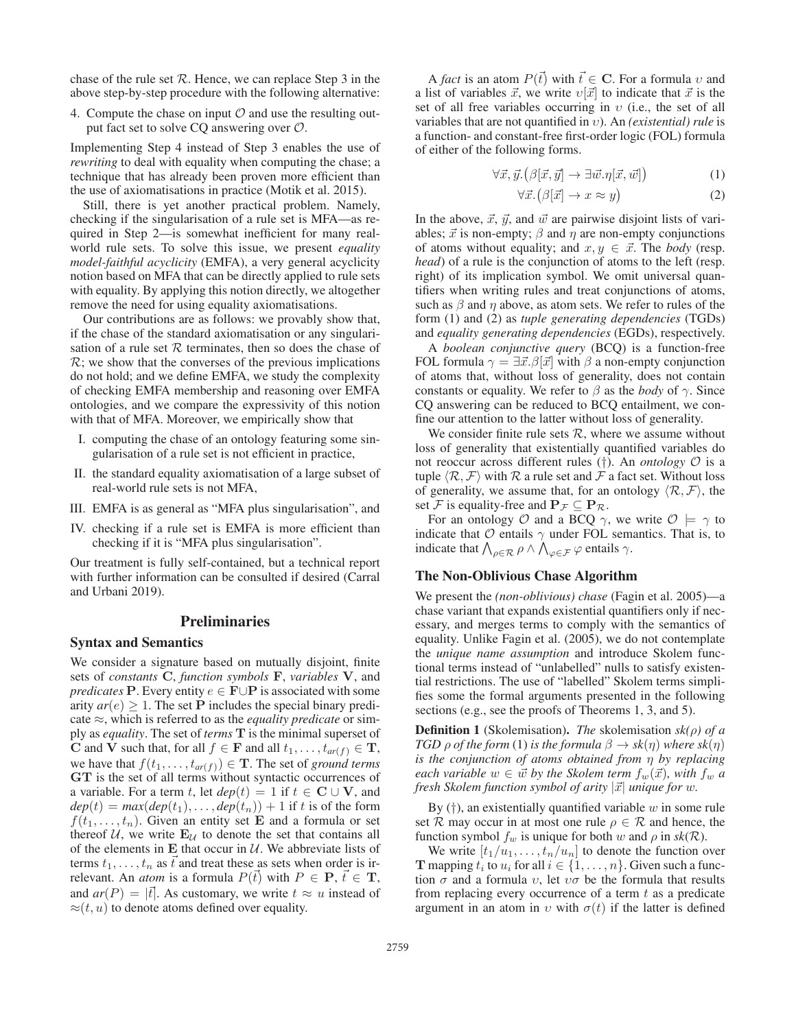chase of the rule set $\mathcal{R}$. Hence, we can replace Step 3 in the above step-by-step procedure with the following alternative:

4. Compute the chase on input $\mathcal{O}$ and use the resulting output fact set to solve CQ answering over $\mathcal{O}$.

Implementing Step 4 instead of Step 3 enables the use of *rewriting* to deal with equality when computing the chase; a technique that has already been proven more efficient than the use of axiomatisations in practice (Motik et al. 2015).

Still, there is yet another practical problem. Namely, checking if the singularisation of a rule set is MFA—as required in Step 2—is somewhat inefficient for many real-world rule sets. To solve this issue, we present *equality model-faithful acyclicity* (EMFA), a very general acyclicity notion based on MFA that can be directly applied to rule sets with equality. By applying this notion directly, we altogether remove the need for using equality axiomatisations.

Our contributions are as follows: we provably show that, if the chase of the standard axiomatisation or any singularisation of a rule set $\mathcal{R}$ terminates, then so does the chase of $\mathcal{R}$; we show that the converses of the previous implications do not hold; and we define EMFA, we study the complexity of checking EMFA membership and reasoning over EMFA ontologies, and we compare the expressivity of this notion with that of MFA. Moreover, we empirically show that

I. computing the chase of an ontology featuring some singularisation of a rule set is not efficient in practice,
II. the standard equality axiomatisation of a large subset of real-world rule sets is not MFA,
III. EMFA is as general as "MFA plus singularisation", and
IV. checking if a rule set is EMFA is more efficient than checking if it is "MFA plus singularisation".

Our treatment is fully self-contained, but a technical report with further information can be consulted if desired (Carral and Urbani 2019).

## Preliminaries

### Syntax and Semantics

We consider a signature based on mutually disjoint, finite sets of *constants* $\mathbf{C}$, *function symbols* $\mathbf{F}$, *variables* $\mathbf{V}$, and *predicates* $\mathbf{P}$. Every entity $e \in \mathbf{F} \cup \mathbf{P}$ is associated with some arity $ar(e) \geq 1$. The set $\mathbf{P}$ includes the special binary predicate $\approx$, which is referred to as the *equality predicate* or simply as *equality*. The set of *terms* $\mathbf{T}$ is the minimal superset of $\mathbf{C}$ and $\mathbf{V}$ such that, for all $f \in \mathbf{F}$ and all $t_1, \ldots, t_{ar(f)} \in \mathbf{T}$, we have that $f(t_1, \ldots, t_{ar(f)}) \in \mathbf{T}$. The set of *ground terms* $\mathbf{GT}$ is the set of all terms without syntactic occurrences of a variable. For a term $t$, let $dep(t) = 1$ if $t \in \mathbf{C} \cup \mathbf{V}$, and $dep(t) = max(dep(t_1), \ldots, dep(t_n)) + 1$ if $t$ is of the form $f(t_1, \ldots, t_n)$. Given an entity set $\mathbf{E}$ and a formula or set thereof $\mathcal{U}$, we write $\mathbf{E}_{\mathcal{U}}$ to denote the set that contains all of the elements in $\mathbf{E}$ that occur in $\mathcal{U}$. We abbreviate lists of terms $t_1, \ldots, t_n$ as $\vec{t}$ and treat these as sets when order is irrelevant. An *atom* is a formula $P(\vec{t})$ with $P \in \mathbf{P}$, $\vec{t} \in \mathbf{T}$, and $ar(P) = |\vec{t}|$. As customary, we write $t \approx u$ instead of $\approx(t, u)$ to denote atoms defined over equality.

A *fact* is an atom $P(\vec{t})$ with $\vec{t} \in \mathbf{C}$. For a formula $\upsilon$ and a list of variables $\vec{x}$, we write $\upsilon[\vec{x}]$ to indicate that $\vec{x}$ is the set of all free variables occurring in $\upsilon$ (i.e., the set of all variables that are not quantified in $\upsilon$). An *(existential) rule* is a function- and constant-free first-order logic (FOL) formula of either of the following forms.

$$\forall \vec{x}, \vec{y}.\big(\beta[\vec{x}, \vec{y}] \rightarrow \exists \vec{w}.\eta[\vec{x}, \vec{w}]\big) \tag{1}$$

$$\forall \vec{x}.\big(\beta[\vec{x}] \rightarrow x \approx y\big) \tag{2}$$

In the above, $\vec{x}$, $\vec{y}$, and $\vec{w}$ are pairwise disjoint lists of variables; $\vec{x}$ is non-empty; $\beta$ and $\eta$ are non-empty conjunctions of atoms without equality; and $x, y \in \vec{x}$. The *body* (resp. *head*) of a rule is the conjunction of atoms to the left (resp. right) of its implication symbol. We omit universal quantifiers when writing rules and treat conjunctions of atoms, such as $\beta$ and $\eta$ above, as atom sets. We refer to rules of the form (1) and (2) as *tuple generating dependencies* (TGDs) and *equality generating dependencies* (EGDs), respectively.

A *boolean conjunctive query* (BCQ) is a function-free FOL formula $\gamma = \exists \vec{x}.\beta[\vec{x}]$ with $\beta$ a non-empty conjunction of atoms that, without loss of generality, does not contain constants or equality. We refer to $\beta$ as the *body* of $\gamma$. Since CQ answering can be reduced to BCQ entailment, we confine our attention to the latter without loss of generality.

We consider finite rule sets $\mathcal{R}$, where we assume without loss of generality that existentially quantified variables do not reoccur across different rules (†). An *ontology* $\mathcal{O}$ is a tuple $\langle \mathcal{R}, \mathcal{F} \rangle$ with $\mathcal{R}$ a rule set and $\mathcal{F}$ a fact set. Without loss of generality, we assume that, for an ontology $\langle \mathcal{R}, \mathcal{F} \rangle$, the set $\mathcal{F}$ is equality-free and $\mathbf{P}_{\mathcal{F}} \subseteq \mathbf{P}_{\mathcal{R}}$.

For an ontology $\mathcal{O}$ and a BCQ $\gamma$, we write $\mathcal{O} \models \gamma$ to indicate that $\mathcal{O}$ entails $\gamma$ under FOL semantics. That is, to indicate that $\bigwedge_{\rho \in \mathcal{R}} \rho \wedge \bigwedge_{\varphi \in \mathcal{F}} \varphi$ entails $\gamma$.

### The Non-Oblivious Chase Algorithm

We present the *(non-oblivious) chase* (Fagin et al. 2005)—a chase variant that expands existential quantifiers only if necessary, and merges terms to comply with the semantics of equality. Unlike Fagin et al. (2005), we do not contemplate the *unique name assumption* and introduce Skolem functional terms instead of "unlabelled" nulls to satisfy existential restrictions. The use of "labelled" Skolem terms simplifies some the formal arguments presented in the following sections (e.g., see the proofs of Theorems 1, 3, and 5).

**Definition 1** (Skolemisation). *The* skolemisation $sk(\rho)$ *of a TGD* $\rho$ *of the form* (1) *is the formula* $\beta \rightarrow sk(\eta)$ *where* $sk(\eta)$ *is the conjunction of atoms obtained from* $\eta$ *by replacing each variable* $w \in \vec{w}$ *by the Skolem term* $f_w(\vec{x})$*, with* $f_w$ *a fresh Skolem function symbol of arity* $|\vec{x}|$ *unique for* $w$.

By (†), an existentially quantified variable $w$ in some rule set $\mathcal{R}$ may occur in at most one rule $\rho \in \mathcal{R}$ and hence, the function symbol $f_w$ is unique for both $w$ and $\rho$ in $sk(\mathcal{R})$.

We write $[t_1/u_1, \ldots, t_n/u_n]$ to denote the function over $\mathbf{T}$ mapping $t_i$ to $u_i$ for all $i \in \{1, \ldots, n\}$. Given such a function $\sigma$ and a formula $\upsilon$, let $\upsilon\sigma$ be the formula that results from replacing every occurrence of a term $t$ as a predicate argument in an atom in $\upsilon$ with $\sigma(t)$ if the latter is defined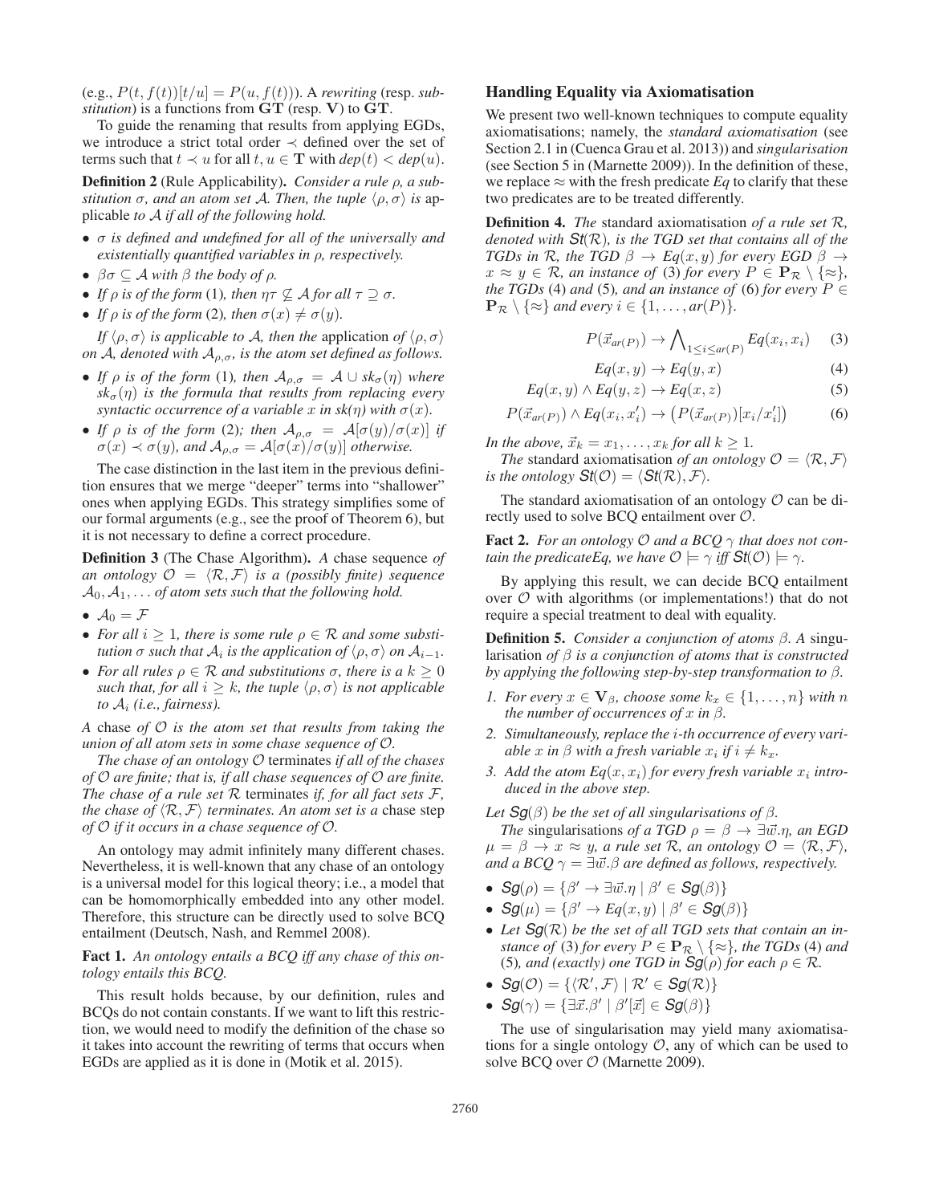(e.g., $P(t, f(t))[t/u] = P(u, f(t))$). A *rewriting* (resp. *substitution*) is a functions from $\mathbf{GT}$ (resp. $\mathbf{V}$) to $\mathbf{GT}$.

To guide the renaming that results from applying EGDs, we introduce a strict total order $\prec$ defined over the set of terms such that $t \prec u$ for all $t, u \in \mathbf{T}$ with $dep(t) < dep(u)$.

**Definition 2** (Rule Applicability). *Consider a rule $\rho$, a substitution $\sigma$, and an atom set $\mathcal{A}$. Then, the tuple $\langle \rho, \sigma \rangle$ is applicable to $\mathcal{A}$ if all of the following hold.*

- *$\sigma$ is defined and undefined for all of the universally and existentially quantified variables in $\rho$, respectively.*
- *$\beta\sigma \subseteq \mathcal{A}$ with $\beta$ the body of $\rho$.*
- *If $\rho$ is of the form (1), then $\eta\tau \not\subseteq \mathcal{A}$ for all $\tau \supseteq \sigma$.*
- *If $\rho$ is of the form (2), then $\sigma(x) \neq \sigma(y)$.*

*If $\langle \rho, \sigma \rangle$ is applicable to $\mathcal{A}$, then the* application *of $\langle \rho, \sigma \rangle$ on $\mathcal{A}$, denoted with $\mathcal{A}_{\rho,\sigma}$, is the atom set defined as follows.*

- *If $\rho$ is of the form (1), then $\mathcal{A}_{\rho,\sigma} = \mathcal{A} \cup sk_\sigma(\eta)$ where $sk_\sigma(\eta)$ is the formula that results from replacing every syntactic occurrence of a variable $x$ in $sk(\eta)$ with $\sigma(x)$.*
- *If $\rho$ is of the form (2); then $\mathcal{A}_{\rho,\sigma} = \mathcal{A}[\sigma(y)/\sigma(x)]$ if $\sigma(x) \prec \sigma(y)$, and $\mathcal{A}_{\rho,\sigma} = \mathcal{A}[\sigma(x)/\sigma(y)]$ otherwise.*

The case distinction in the last item in the previous definition ensures that we merge "deeper" terms into "shallower" ones when applying EGDs. This strategy simplifies some of our formal arguments (e.g., see the proof of Theorem 6), but it is not necessary to define a correct procedure.

**Definition 3** (The Chase Algorithm). *A* chase sequence *of an ontology $\mathcal{O} = \langle \mathcal{R}, \mathcal{F} \rangle$ is a (possibly finite) sequence $\mathcal{A}_0, \mathcal{A}_1, \ldots$ of atom sets such that the following hold.*

- *$\mathcal{A}_0 = \mathcal{F}$*
- *For all $i \geq 1$, there is some rule $\rho \in \mathcal{R}$ and some substitution $\sigma$ such that $\mathcal{A}_i$ is the application of $\langle \rho, \sigma \rangle$ on $\mathcal{A}_{i-1}$.*
- *For all rules $\rho \in \mathcal{R}$ and substitutions $\sigma$, there is a $k \geq 0$ such that, for all $i \geq k$, the tuple $\langle \rho, \sigma \rangle$ is not applicable to $\mathcal{A}_i$ (i.e., fairness).*

*A* chase *of $\mathcal{O}$ is the atom set that results from taking the union of all atom sets in some chase sequence of $\mathcal{O}$.*

*The chase of an ontology $\mathcal{O}$* terminates *if all of the chases of $\mathcal{O}$ are finite; that is, if all chase sequences of $\mathcal{O}$ are finite. The chase of a rule set $\mathcal{R}$* terminates *if, for all fact sets $\mathcal{F}$, the chase of $\langle \mathcal{R}, \mathcal{F} \rangle$ terminates. An atom set is a* chase step *of $\mathcal{O}$ if it occurs in a chase sequence of $\mathcal{O}$.*

An ontology may admit infinitely many different chases. Nevertheless, it is well-known that any chase of an ontology is a universal model for this logical theory; i.e., a model that can be homomorphically embedded into any other model. Therefore, this structure can be directly used to solve BCQ entailment (Deutsch, Nash, and Remmel 2008).

**Fact 1.** *An ontology entails a BCQ iff any chase of this ontology entails this BCQ.*

This result holds because, by our definition, rules and BCQs do not contain constants. If we want to lift this restriction, we would need to modify the definition of the chase so it takes into account the rewriting of terms that occurs when EGDs are applied as it is done in (Motik et al. 2015).

## Handling Equality via Axiomatisation

We present two well-known techniques to compute equality axiomatisations; namely, the *standard axiomatisation* (see Section 2.1 in (Cuenca Grau et al. 2013)) and *singularisation* (see Section 5 in (Marnette 2009)). In the definition of these, we replace $\approx$ with the fresh predicate $Eq$ to clarify that these two predicates are to be treated differently.

**Definition 4.** *The* standard axiomatisation *of a rule set $\mathcal{R}$, denoted with $\mathsf{St}(\mathcal{R})$, is the TGD set that contains all of the TGDs in $\mathcal{R}$, the TGD $\beta \to Eq(x, y)$ for every EGD $\beta \to x \approx y \in \mathcal{R}$, an instance of (3) for every $P \in \mathbf{P}_\mathcal{R} \setminus \{\approx\}$, the TGDs (4) and (5), and an instance of (6) for every $P \in \mathbf{P}_\mathcal{R} \setminus \{\approx\}$ and every $i \in \{1, \ldots, ar(P)\}$.*

$$P(\vec{x}_{ar(P)}) \to \bigwedge\nolimits_{1 \leq i \leq ar(P)} Eq(x_i, x_i) \quad (3)$$

$$Eq(x, y) \to Eq(y, x) \quad (4)$$

$$Eq(x, y) \wedge Eq(y, z) \to Eq(x, z) \quad (5)$$

$$P(\vec{x}_{ar(P)}) \wedge Eq(x_i, x'_i) \to \big(P(\vec{x}_{ar(P)})[x_i/x'_i]\big) \quad (6)$$

*In the above, $\vec{x}_k = x_1, \ldots, x_k$ for all $k \geq 1$.*

*The* standard axiomatisation *of an ontology $\mathcal{O} = \langle \mathcal{R}, \mathcal{F} \rangle$ is the ontology $\mathsf{St}(\mathcal{O}) = \langle \mathsf{St}(\mathcal{R}), \mathcal{F} \rangle$.*

The standard axiomatisation of an ontology $\mathcal{O}$ can be directly used to solve BCQ entailment over $\mathcal{O}$.

**Fact 2.** *For an ontology $\mathcal{O}$ and a BCQ $\gamma$ that does not contain the predicateEq, we have $\mathcal{O} \models \gamma$ iff $\mathsf{St}(\mathcal{O}) \models \gamma$.*

By applying this result, we can decide BCQ entailment over $\mathcal{O}$ with algorithms (or implementations!) that do not require a special treatment to deal with equality.

**Definition 5.** *Consider a conjunction of atoms $\beta$. A* singularisation *of $\beta$ is a conjunction of atoms that is constructed by applying the following step-by-step transformation to $\beta$.*

1. *For every $x \in \mathbf{V}_\beta$, choose some $k_x \in \{1, \ldots, n\}$ with $n$ the number of occurrences of $x$ in $\beta$.*
2. *Simultaneously, replace the $i$-th occurrence of every variable $x$ in $\beta$ with a fresh variable $x_i$ if $i \neq k_x$.*
3. *Add the atom $Eq(x, x_i)$ for every fresh variable $x_i$ introduced in the above step.*

*Let $\mathsf{Sg}(\beta)$ be the set of all singularisations of $\beta$.*

*The* singularisations *of a TGD $\rho = \beta \to \exists \vec{w}.\eta$, an EGD $\mu = \beta \to x \approx y$, a rule set $\mathcal{R}$, an ontology $\mathcal{O} = \langle \mathcal{R}, \mathcal{F} \rangle$, and a BCQ $\gamma = \exists \vec{x}.\beta$ are defined as follows, respectively.*

- *$\mathsf{Sg}(\rho) = \{\beta' \to \exists \vec{w}.\eta \mid \beta' \in \mathsf{Sg}(\beta)\}$*
- *$\mathsf{Sg}(\mu) = \{\beta' \to Eq(x, y) \mid \beta' \in \mathsf{Sg}(\beta)\}$*
- *Let $\mathsf{Sg}(\mathcal{R})$ be the set of all TGD sets that contain an instance of (3) for every $P \in \mathbf{P}_\mathcal{R} \setminus \{\approx\}$, the TGDs (4) and (5), and (exactly) one TGD in $\mathsf{Sg}(\rho)$ for each $\rho \in \mathcal{R}$.*
- *$\mathsf{Sg}(\mathcal{O}) = \{\langle \mathcal{R}', \mathcal{F} \rangle \mid \mathcal{R}' \in \mathsf{Sg}(\mathcal{R})\}$*
- *$\mathsf{Sg}(\gamma) = \{\exists \vec{x}.\beta' \mid \beta'[\vec{x}] \in \mathsf{Sg}(\beta)\}$*

The use of singularisation may yield many axiomatisations for a single ontology $\mathcal{O}$, any of which can be used to solve BCQ over $\mathcal{O}$ (Marnette 2009).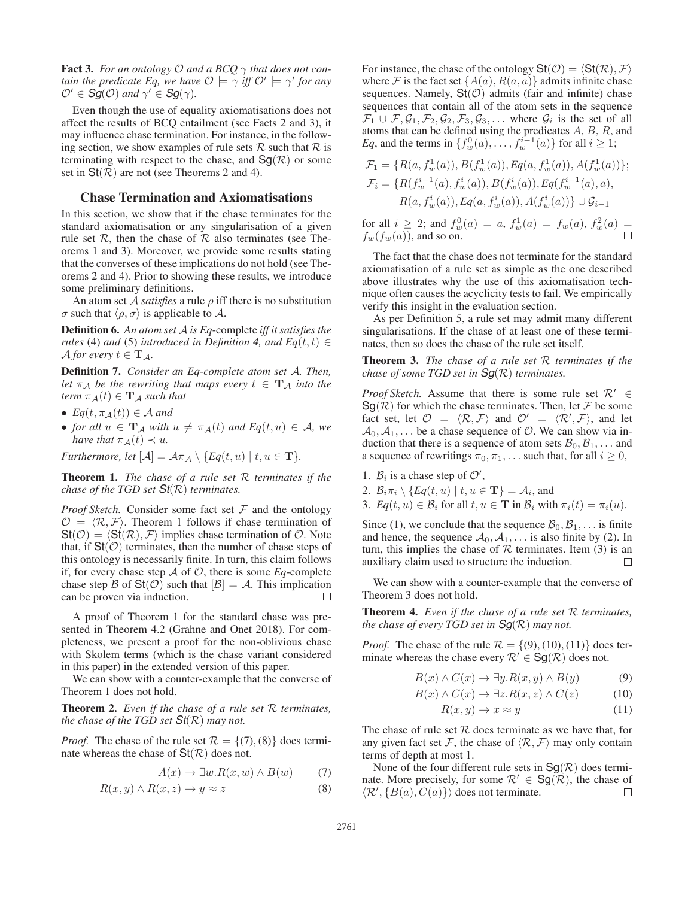**Fact 3.** *For an ontology $\mathcal{O}$ and a BCQ $\gamma$ that does not contain the predicate Eq, we have $\mathcal{O} \models \gamma$ iff $\mathcal{O}' \models \gamma'$ for any $\mathcal{O}' \in \mathsf{Sg}(\mathcal{O})$ and $\gamma' \in \mathsf{Sg}(\gamma)$.*

Even though the use of equality axiomatisations does not affect the results of BCQ entailment (see Facts 2 and 3), it may influence chase termination. For instance, in the following section, we show examples of rule sets $\mathcal{R}$ such that $\mathcal{R}$ is terminating with respect to the chase, and $\mathsf{Sg}(\mathcal{R})$ or some set in $\mathsf{St}(\mathcal{R})$ are not (see Theorems 2 and 4).

## Chase Termination and Axiomatisations

In this section, we show that if the chase terminates for the standard axiomatisation or any singularisation of a given rule set $\mathcal{R}$, then the chase of $\mathcal{R}$ also terminates (see Theorems 1 and 3). Moreover, we provide some results stating that the converses of these implications do not hold (see Theorems 2 and 4). Prior to showing these results, we introduce some preliminary definitions.

An atom set $\mathcal{A}$ *satisfies* a rule $\rho$ iff there is no substitution $\sigma$ such that $\langle \rho, \sigma \rangle$ is applicable to $\mathcal{A}$.

**Definition 6.** *An atom set $\mathcal{A}$ is Eq-complete iff it satisfies the rules* (4) *and* (5) *introduced in Definition 4, and $Eq(t, t) \in \mathcal{A}$ for every $t \in \mathbf{T}_\mathcal{A}$.*

**Definition 7.** *Consider an Eq-complete atom set $\mathcal{A}$. Then, let $\pi_\mathcal{A}$ be the rewriting that maps every $t \in \mathbf{T}_\mathcal{A}$ into the term $\pi_\mathcal{A}(t) \in \mathbf{T}_\mathcal{A}$ such that*

- *$Eq(t, \pi_\mathcal{A}(t)) \in \mathcal{A}$ and*
- *for all $u \in \mathbf{T}_\mathcal{A}$ with $u \neq \pi_\mathcal{A}(t)$ and $Eq(t, u) \in \mathcal{A}$, we have that $\pi_\mathcal{A}(t) \prec u$.*

*Furthermore, let $[\mathcal{A}] = \mathcal{A}\pi_\mathcal{A} \setminus \{Eq(t, u) \mid t, u \in \mathbf{T}\}$.*

**Theorem 1.** *The chase of a rule set $\mathcal{R}$ terminates if the chase of the TGD set $\mathsf{St}(\mathcal{R})$ terminates.*

*Proof Sketch.* Consider some fact set $\mathcal{F}$ and the ontology $\mathcal{O} = \langle \mathcal{R}, \mathcal{F} \rangle$. Theorem 1 follows if chase termination of $\mathsf{St}(\mathcal{O}) = \langle \mathsf{St}(\mathcal{R}), \mathcal{F} \rangle$ implies chase termination of $\mathcal{O}$. Note that, if $\mathsf{St}(\mathcal{O})$ terminates, then the number of chase steps of this ontology is necessarily finite. In turn, this claim follows if, for every chase step $\mathcal{A}$ of $\mathcal{O}$, there is some *Eq*-complete chase step $\mathcal{B}$ of $\mathsf{St}(\mathcal{O})$ such that $[\mathcal{B}] = \mathcal{A}$. This implication can be proven via induction. $\square$

A proof of Theorem 1 for the standard chase was presented in Theorem 4.2 (Grahne and Onet 2018). For completeness, we present a proof for the non-oblivious chase with Skolem terms (which is the chase variant considered in this paper) in the extended version of this paper.

We can show with a counter-example that the converse of Theorem 1 does not hold.

**Theorem 2.** *Even if the chase of a rule set $\mathcal{R}$ terminates, the chase of the TGD set $\mathsf{St}(\mathcal{R})$ may not.*

*Proof.* The chase of the rule set $\mathcal{R} = \{(7), (8)\}$ does terminate whereas the chase of $\mathsf{St}(\mathcal{R})$ does not.

$$A(x) \to \exists w.R(x, w) \wedge B(w) \tag{7}$$

$$R(x, y) \wedge R(x, z) \to y \approx z \tag{8}$$

For instance, the chase of the ontology $\mathsf{St}(\mathcal{O}) = \langle \mathsf{St}(\mathcal{R}), \mathcal{F} \rangle$ where $\mathcal{F}$ is the fact set $\{A(a), R(a, a)\}$ admits infinite chase sequences. Namely, $\mathsf{St}(\mathcal{O})$ admits (fair and infinite) chase sequences that contain all of the atom sets in the sequence $\mathcal{F}_1 \cup \mathcal{F}, \mathcal{G}_1, \mathcal{F}_2, \mathcal{G}_2, \mathcal{F}_3, \mathcal{G}_3, \ldots$ where $\mathcal{G}_i$ is the set of all atoms that can be defined using the predicates $A$, $B$, $R$, and *Eq*, and the terms in $\{f_w^0(a), \ldots, f_w^{i-1}(a)\}$ for all $i \geq 1$;

$$\mathcal{F}_1 = \{R(a, f_w^1(a)), B(f_w^1(a)), Eq(a, f_w^1(a)), A(f_w^1(a))\};$$

$$\mathcal{F}_i = \{R(f_w^{i-1}(a), f_w^i(a)), B(f_w^i(a)), Eq(f_w^{i-1}(a), a), R(a, f_w^i(a)), Eq(a, f_w^i(a)), A(f_w^i(a))\} \cup \mathcal{G}_{i-1}$$

for all $i \geq 2$; and $f_w^0(a) = a$, $f_w^1(a) = f_w(a)$, $f_w^2(a) = f_w(f_w(a))$, and so on. $\square$

The fact that the chase does not terminate for the standard axiomatisation of a rule set as simple as the one described above illustrates why the use of this axiomatisation technique often causes the acyclicity tests to fail. We empirically verify this insight in the evaluation section.

As per Definition 5, a rule set may admit many different singularisations. If the chase of at least one of these terminates, then so does the chase of the rule set itself.

**Theorem 3.** *The chase of a rule set $\mathcal{R}$ terminates if the chase of some TGD set in $\mathsf{Sg}(\mathcal{R})$ terminates.*

*Proof Sketch.* Assume that there is some rule set $\mathcal{R}' \in \mathsf{Sg}(\mathcal{R})$ for which the chase terminates. Then, let $\mathcal{F}$ be some fact set, let $\mathcal{O} = \langle \mathcal{R}, \mathcal{F} \rangle$ and $\mathcal{O}' = \langle \mathcal{R}', \mathcal{F} \rangle$, and let $\mathcal{A}_0, \mathcal{A}_1, \ldots$ be a chase sequence of $\mathcal{O}$. We can show via induction that there is a sequence of atom sets $\mathcal{B}_0, \mathcal{B}_1, \ldots$ and a sequence of rewritings $\pi_0, \pi_1, \ldots$ such that, for all $i \geq 0$,

1. $\mathcal{B}_i$ is a chase step of $\mathcal{O}'$,
2. $\mathcal{B}_i\pi_i \setminus \{Eq(t, u) \mid t, u \in \mathbf{T}\} = \mathcal{A}_i$, and
3. $Eq(t, u) \in \mathcal{B}_i$ for all $t, u \in \mathbf{T}$ in $\mathcal{B}_i$ with $\pi_i(t) = \pi_i(u)$.

Since (1), we conclude that the sequence $\mathcal{B}_0, \mathcal{B}_1, \ldots$ is finite and hence, the sequence $\mathcal{A}_0, \mathcal{A}_1, \ldots$ is also finite by (2). In turn, this implies the chase of $\mathcal{R}$ terminates. Item (3) is an auxiliary claim used to structure the induction. $\square$

We can show with a counter-example that the converse of Theorem 3 does not hold.

**Theorem 4.** *Even if the chase of a rule set $\mathcal{R}$ terminates, the chase of every TGD set in $\mathsf{Sg}(\mathcal{R})$ may not.*

*Proof.* The chase of the rule $\mathcal{R} = \{(9), (10), (11)\}$ does terminate whereas the chase every $\mathcal{R}' \in \mathsf{Sg}(\mathcal{R})$ does not.

$$B(x) \wedge C(x) \to \exists y.R(x, y) \wedge B(y) \tag{9}$$

$$B(x) \wedge C(x) \to \exists z.R(x, z) \wedge C(z) \tag{10}$$

$$R(x, y) \to x \approx y \tag{11}$$

The chase of rule set $\mathcal{R}$ does terminate as we have that, for any given fact set $\mathcal{F}$, the chase of $\langle \mathcal{R}, \mathcal{F} \rangle$ may only contain terms of depth at most 1.

None of the four different rule sets in $\mathsf{Sg}(\mathcal{R})$ does terminate. More precisely, for some $\mathcal{R}' \in \mathsf{Sg}(\mathcal{R})$, the chase of $\langle \mathcal{R}', \{B(a), C(a)\} \rangle$ does not terminate. $\square$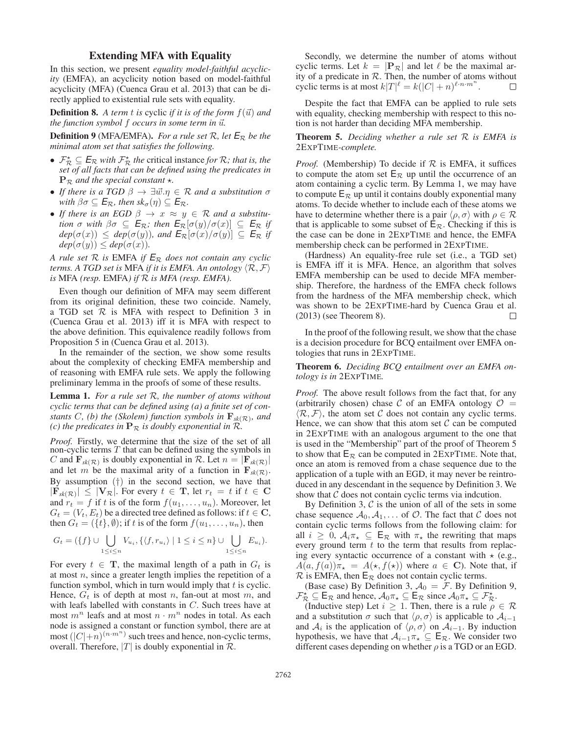## Extending MFA with Equality

In this section, we present *equality model-faithful acyclicity* (EMFA), an acyclicity notion based on model-faithful acyclicity (MFA) (Cuenca Grau et al. 2013) that can be directly applied to existential rule sets with equality.

**Definition 8.** *A term $t$ is* cyclic *if it is of the form $f(\vec{u})$ and the function symbol $f$ occurs in some term in $\vec{u}$.*

**Definition 9** (MFA/EMFA)**.** *For a rule set $\mathcal{R}$, let $\mathsf{E}_\mathcal{R}$ be the minimal atom set that satisfies the following.*

- *$\mathcal{F}^\star_\mathcal{R} \subseteq \mathsf{E}_\mathcal{R}$ with $\mathcal{F}^\star_\mathcal{R}$ the* critical instance *for $\mathcal{R}$; that is, the set of all facts that can be defined using the predicates in $\mathbf{P}_\mathcal{R}$ and the special constant $\star$.*
- *If there is a TGD $\beta \to \exists \vec{w}.\eta \in \mathcal{R}$ and a substitution $\sigma$ with $\beta\sigma \subseteq \mathsf{E}_\mathcal{R}$, then $sk_\sigma(\eta) \subseteq \mathsf{E}_\mathcal{R}$.*
- *If there is an EGD $\beta \to x \approx y \in \mathcal{R}$ and a substitution $\sigma$ with $\beta\sigma \subseteq \mathsf{E}_\mathcal{R}$; then $\mathsf{E}_\mathcal{R}[\sigma(y)/\sigma(x)] \subseteq \mathsf{E}_\mathcal{R}$ if $dep(\sigma(x)) \leq dep(\sigma(y))$, and $\mathsf{E}_\mathcal{R}[\sigma(x)/\sigma(y)] \subseteq \mathsf{E}_\mathcal{R}$ if $dep(\sigma(y)) \leq dep(\sigma(x))$.*

*A rule set $\mathcal{R}$ is* EMFA *if $\mathsf{E}_\mathcal{R}$ does not contain any cyclic terms. A TGD set is* MFA *if it is EMFA. An ontology $\langle \mathcal{R}, \mathcal{F} \rangle$ is* MFA *(resp.* EMFA*) if $\mathcal{R}$ is MFA (resp. EMFA).*

Even though our definition of MFA may seem different from its original definition, these two coincide. Namely, a TGD set $\mathcal{R}$ is MFA with respect to Definition 3 in (Cuenca Grau et al. 2013) iff it is MFA with respect to the above definition. This equivalence readily follows from Proposition 5 in (Cuenca Grau et al. 2013).

In the remainder of the section, we show some results about the complexity of checking EMFA membership and of reasoning with EMFA rule sets. We apply the following preliminary lemma in the proofs of some of these results.

**Lemma 1.** *For a rule set $\mathcal{R}$, the number of atoms without cyclic terms that can be defined using (a) a finite set of constants $C$, (b) the (Skolem) function symbols in $\mathbf{F}_{sk(\mathcal{R})}$, and (c) the predicates in $\mathbf{P}_\mathcal{R}$ is doubly exponential in $\mathcal{R}$.*

*Proof.* Firstly, we determine that the size of the set of all non-cyclic terms $T$ that can be defined using the symbols in $C$ and $\mathbf{F}_{sk(\mathcal{R})}$ is doubly exponential in $\mathcal{R}$. Let $n = |\mathbf{F}_{sk(\mathcal{R})}|$ and let $m$ be the maximal arity of a function in $\mathbf{F}_{sk(\mathcal{R})}$. By assumption (†) in the second section, we have that $|\mathbf{F}_{sk(\mathcal{R})}| \leq |\mathbf{V}_\mathcal{R}|$. For every $t \in \mathbf{T}$, let $r_t = t$ if $t \in \mathbf{C}$ and $r_t = f$ if $t$ is of the form $f(u_1, \ldots, u_n)$. Moreover, let $G_t = (V_t, E_t)$ be a directed tree defined as follows: if $t \in \mathbf{C}$, then $G_t = (\{t\}, \emptyset)$; if $t$ is of the form $f(u_1, \ldots, u_n)$, then

$$G_t = (\{f\} \cup \bigcup_{1 \leq i \leq n} V_{u_i}, \{\langle f, r_{u_i}\rangle \mid 1 \leq i \leq n\} \cup \bigcup_{1 \leq i \leq n} E_{u_i}).$$

For every $t \in \mathbf{T}$, the maximal length of a path in $G_t$ is at most $n$, since a greater length implies the repetition of a function symbol, which in turn would imply that $t$ is cyclic. Hence, $G_t$ is of depth at most $n$, fan-out at most $m$, and with leafs labelled with constants in $C$. Such trees have at most $m^n$ leafs and at most $n \cdot m^n$ nodes in total. As each node is assigned a constant or function symbol, there are at most $(|C|+n)^{(n \cdot m^n)}$ such trees and hence, non-cyclic terms, overall. Therefore, $|T|$ is doubly exponential in $\mathcal{R}$.

Secondly, we determine the number of atoms without cyclic terms. Let $k = |\mathbf{P}_\mathcal{R}|$ and let $\ell$ be the maximal arity of a predicate in $\mathcal{R}$. Then, the number of atoms without cyclic terms is at most $k|T|^\ell = k(|C|+n)^{\ell \cdot n \cdot m^n}$. $\square$

Despite the fact that EMFA can be applied to rule sets with equality, checking membership with respect to this notion is not harder than deciding MFA membership.

**Theorem 5.** *Deciding whether a rule set $\mathcal{R}$ is EMFA is* 2EXPTIME*-complete.*

*Proof.* (Membership) To decide if $\mathcal{R}$ is EMFA, it suffices to compute the atom set $\mathsf{E}_\mathcal{R}$ up until the occurrence of an atom containing a cyclic term. By Lemma 1, we may have to compute $\mathsf{E}_\mathcal{R}$ up until it contains doubly exponential many atoms. To decide whether to include each of these atoms we have to determine whether there is a pair $\langle \rho, \sigma \rangle$ with $\rho \in \mathcal{R}$ that is applicable to some subset of $\mathsf{E}_\mathcal{R}$. Checking if this is the case can be done in 2EXPTIME and hence, the EMFA membership check can be performed in 2EXPTIME.

(Hardness) An equality-free rule set (i.e., a TGD set) is EMFA iff it is MFA. Hence, an algorithm that solves EMFA membership can be used to decide MFA membership. Therefore, the hardness of the EMFA check follows from the hardness of the MFA membership check, which was shown to be 2EXPTIME-hard by Cuenca Grau et al. (2013) (see Theorem 8). $\square$

In the proof of the following result, we show that the chase is a decision procedure for BCQ entailment over EMFA ontologies that runs in 2EXPTIME.

**Theorem 6.** *Deciding BCQ entailment over an EMFA ontology is in* 2EXPTIME*.*

*Proof.* The above result follows from the fact that, for any (arbitrarily chosen) chase $\mathcal{C}$ of an EMFA ontology $\mathcal{O} = \langle \mathcal{R}, \mathcal{F} \rangle$, the atom set $\mathcal{C}$ does not contain any cyclic terms. Hence, we can show that this atom set $\mathcal{C}$ can be computed in 2EXPTIME with an analogous argument to the one that is used in the "Membership" part of the proof of Theorem 5 to show that $\mathsf{E}_\mathcal{R}$ can be computed in 2EXPTIME. Note that, once an atom is removed from a chase sequence due to the application of a tuple with an EGD, it may never be reintroduced in any descendant in the sequence by Definition 3. We show that $\mathcal{C}$ does not contain cyclic terms via indcution.

By Definition 3, $\mathcal{C}$ is the union of all of the sets in some chase sequence $\mathcal{A}_0, \mathcal{A}_1, \ldots$ of $\mathcal{O}$. The fact that $\mathcal{C}$ does not contain cyclic terms follows from the following claim: for all $i \geq 0$, $\mathcal{A}_i\pi_\star \subseteq \mathsf{E}_\mathcal{R}$ with $\pi_\star$ the rewriting that maps every ground term $t$ to the term that results from replacing every syntactic occurrence of a constant with $\star$ (e.g., $A(a, f(a))\pi_\star = A(\star, f(\star))$ where $a \in \mathbf{C}$). Note that, if $\mathcal{R}$ is EMFA, then $\mathsf{E}_\mathcal{R}$ does not contain cyclic terms.

(Base case) By Definition 3, $\mathcal{A}_0 = \mathcal{F}$. By Definition 9, $\mathcal{F}^\star_\mathcal{R} \subseteq \mathsf{E}_\mathcal{R}$ and hence, $\mathcal{A}_0\pi_\star \subseteq \mathsf{E}_\mathcal{R}$ since $\mathcal{A}_0\pi_\star \subseteq \mathcal{F}^\star_\mathcal{R}$.

(Inductive step) Let $i \geq 1$. Then, there is a rule $\rho \in \mathcal{R}$ and a substitution $\sigma$ such that $\langle \rho, \sigma \rangle$ is applicable to $\mathcal{A}_{i-1}$ and $\mathcal{A}_i$ is the application of $\langle \rho, \sigma \rangle$ on $\mathcal{A}_{i-1}$. By induction hypothesis, we have that $\mathcal{A}_{i-1}\pi_\star \subseteq \mathsf{E}_\mathcal{R}$. We consider two different cases depending on whether $\rho$ is a TGD or an EGD.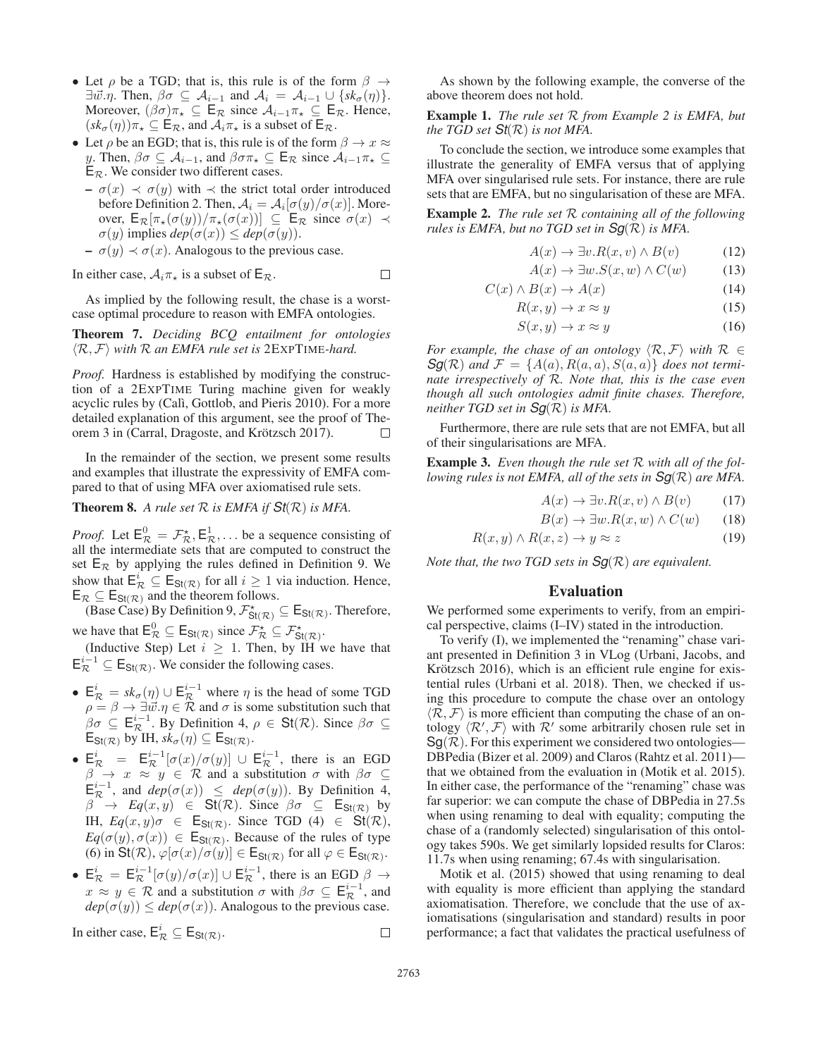- Let $\rho$ be a TGD; that is, this rule is of the form $\beta \rightarrow \exists \vec{w}.\eta$. Then, $\beta\sigma \subseteq \mathcal{A}_{i-1}$ and $\mathcal{A}_i = \mathcal{A}_{i-1} \cup \{sk_\sigma(\eta)\}$. Moreover, $(\beta\sigma)\pi_\star \subseteq \mathsf{E}_\mathcal{R}$ since $\mathcal{A}_{i-1}\pi_\star \subseteq \mathsf{E}_\mathcal{R}$. Hence, $(sk_\sigma(\eta))\pi_\star \subseteq \mathsf{E}_\mathcal{R}$, and $\mathcal{A}_i\pi_\star$ is a subset of $\mathsf{E}_\mathcal{R}$.
- Let $\rho$ be an EGD; that is, this rule is of the form $\beta \rightarrow x \approx y$. Then, $\beta\sigma \subseteq \mathcal{A}_{i-1}$, and $\beta\sigma\pi_\star \subseteq \mathsf{E}_\mathcal{R}$ since $\mathcal{A}_{i-1}\pi_\star \subseteq \mathsf{E}_\mathcal{R}$. We consider two different cases.
  - $\sigma(x) \prec \sigma(y)$ with $\prec$ the strict total order introduced before Definition 2. Then, $\mathcal{A}_i = \mathcal{A}_i[\sigma(y)/\sigma(x)]$. Moreover, $\mathsf{E}_\mathcal{R}[\pi_\star(\sigma(y))/\pi_\star(\sigma(x))] \subseteq \mathsf{E}_\mathcal{R}$ since $\sigma(x) \prec \sigma(y)$ implies $dep(\sigma(x)) \leq dep(\sigma(y))$.
  - $\sigma(y) \prec \sigma(x)$. Analogous to the previous case.

In either case, $\mathcal{A}_i\pi_\star$ is a subset of $\mathsf{E}_\mathcal{R}$. □

As implied by the following result, the chase is a worst-case optimal procedure to reason with EMFA ontologies.

**Theorem 7.** *Deciding BCQ entailment for ontologies $\langle \mathcal{R}, \mathcal{F} \rangle$ with $\mathcal{R}$ an EMFA rule set is 2EXPTIME-hard.*

*Proof.* Hardness is established by modifying the construction of a 2EXPTIME Turing machine given for weakly acyclic rules by (Calì, Gottlob, and Pieris 2010). For a more detailed explanation of this argument, see the proof of Theorem 3 in (Carral, Dragoste, and Krötzsch 2017). □

In the remainder of the section, we present some results and examples that illustrate the expressivity of EMFA compared to that of using MFA over axiomatised rule sets.

**Theorem 8.** *A rule set $\mathcal{R}$ is EMFA if $\mathsf{St}(\mathcal{R})$ is MFA.*

*Proof.* Let $\mathsf{E}^0_\mathcal{R} = \mathcal{F}^\star_\mathcal{R}, \mathsf{E}^1_\mathcal{R}, \ldots$ be a sequence consisting of all the intermediate sets that are computed to construct the set $\mathsf{E}_\mathcal{R}$ by applying the rules defined in Definition 9. We show that $\mathsf{E}^i_\mathcal{R} \subseteq \mathsf{E}_{\mathsf{St}(\mathcal{R})}$ for all $i \geq 1$ via induction. Hence, $\mathsf{E}_\mathcal{R} \subseteq \mathsf{E}_{\mathsf{St}(\mathcal{R})}$ and the theorem follows.

(Base Case) By Definition 9, $\mathcal{F}^\star_{\mathsf{St}(\mathcal{R})} \subseteq \mathsf{E}_{\mathsf{St}(\mathcal{R})}$. Therefore, we have that $\mathsf{E}^0_\mathcal{R} \subseteq \mathsf{E}_{\mathsf{St}(\mathcal{R})}$ since $\mathcal{F}^\star_\mathcal{R} \subseteq \mathcal{F}^\star_{\mathsf{St}(\mathcal{R})}$.

(Inductive Step) Let $i \geq 1$. Then, by IH we have that $\mathsf{E}^{i-1}_\mathcal{R} \subseteq \mathsf{E}_{\mathsf{St}(\mathcal{R})}$. We consider the following cases.

- $\mathsf{E}^i_\mathcal{R} = sk_\sigma(\eta) \cup \mathsf{E}^{i-1}_\mathcal{R}$ where $\eta$ is the head of some TGD $\rho = \beta \rightarrow \exists \vec{w}.\eta \in \mathcal{R}$ and $\sigma$ is some substitution such that $\beta\sigma \subseteq \mathsf{E}^{i-1}_\mathcal{R}$. By Definition 4, $\rho \in \mathsf{St}(\mathcal{R})$. Since $\beta\sigma \subseteq \mathsf{E}_{\mathsf{St}(\mathcal{R})}$ by IH, $sk_\sigma(\eta) \subseteq \mathsf{E}_{\mathsf{St}(\mathcal{R})}$.
- $\mathsf{E}^i_\mathcal{R} = \mathsf{E}^{i-1}_\mathcal{R}[\sigma(x)/\sigma(y)] \cup \mathsf{E}^{i-1}_\mathcal{R}$, there is an EGD $\beta \rightarrow x \approx y \in \mathcal{R}$ and a substitution $\sigma$ with $\beta\sigma \subseteq \mathsf{E}^{i-1}_\mathcal{R}$, and $dep(\sigma(x)) \leq dep(\sigma(y))$. By Definition 4, $\beta \rightarrow Eq(x,y) \in \mathsf{St}(\mathcal{R})$. Since $\beta\sigma \subseteq \mathsf{E}_{\mathsf{St}(\mathcal{R})}$ by IH, $Eq(x,y)\sigma \in \mathsf{E}_{\mathsf{St}(\mathcal{R})}$. Since TGD (4) $\in \mathsf{St}(\mathcal{R})$, $Eq(\sigma(y), \sigma(x)) \in \mathsf{E}_{\mathsf{St}(\mathcal{R})}$. Because of the rules of type (6) in $\mathsf{St}(\mathcal{R})$, $\varphi[\sigma(x)/\sigma(y)] \in \mathsf{E}_{\mathsf{St}(\mathcal{R})}$ for all $\varphi \in \mathsf{E}_{\mathsf{St}(\mathcal{R})}$.
- $\mathsf{E}^i_\mathcal{R} = \mathsf{E}^{i-1}_\mathcal{R}[\sigma(y)/\sigma(x)] \cup \mathsf{E}^{i-1}_\mathcal{R}$, there is an EGD $\beta \rightarrow x \approx y \in \mathcal{R}$ and a substitution $\sigma$ with $\beta\sigma \subseteq \mathsf{E}^{i-1}_\mathcal{R}$, and $dep(\sigma(y)) \leq dep(\sigma(x))$. Analogous to the previous case.

In either case, $\mathsf{E}^i_\mathcal{R} \subseteq \mathsf{E}_{\mathsf{St}(\mathcal{R})}$. □

As shown by the following example, the converse of the above theorem does not hold.

**Example 1.** *The rule set $\mathcal{R}$ from Example 2 is EMFA, but the TGD set $\mathsf{St}(\mathcal{R})$ is not MFA.*

To conclude the section, we introduce some examples that illustrate the generality of EMFA versus that of applying MFA over singularised rule sets. For instance, there are rule sets that are EMFA, but no singularisation of these are MFA.

**Example 2.** *The rule set $\mathcal{R}$ containing all of the following rules is EMFA, but no TGD set in $\mathsf{Sg}(\mathcal{R})$ is MFA.*

$$A(x) \rightarrow \exists v.R(x,v) \wedge B(v) \tag{12}$$

$$A(x) \rightarrow \exists w.S(x,w) \wedge C(w) \tag{13}$$

$$C(x) \wedge B(x) \rightarrow A(x) \tag{14}$$

$$R(x,y) \rightarrow x \approx y \tag{15}$$

$$S(x,y) \rightarrow x \approx y \tag{16}$$

*For example, the chase of an ontology $\langle \mathcal{R}, \mathcal{F} \rangle$ with $\mathcal{R} \in \mathsf{Sg}(\mathcal{R})$ and $\mathcal{F} = \{A(a), R(a,a), S(a,a)\}$ does not terminate irrespectively of $\mathcal{R}$. Note that, this is the case even though all such ontologies admit finite chases. Therefore, neither TGD set in $\mathsf{Sg}(\mathcal{R})$ is MFA.*

Furthermore, there are rule sets that are not EMFA, but all of their singularisations are MFA.

**Example 3.** *Even though the rule set $\mathcal{R}$ with all of the following rules is not EMFA, all of the sets in $\mathsf{Sg}(\mathcal{R})$ are MFA.*

$$A(x) \rightarrow \exists v.R(x,v) \wedge B(v) \tag{17}$$

$$B(x) \rightarrow \exists w.R(x,w) \wedge C(w) \tag{18}$$

$$R(x,y) \wedge R(x,z) \rightarrow y \approx z \tag{19}$$

*Note that, the two TGD sets in $\mathsf{Sg}(\mathcal{R})$ are equivalent.*

## Evaluation

We performed some experiments to verify, from an empirical perspective, claims (I–IV) stated in the introduction.

To verify (I), we implemented the "renaming" chase variant presented in Definition 3 in VLog (Urbani, Jacobs, and Krötzsch 2016), which is an efficient rule engine for existential rules (Urbani et al. 2018). Then, we checked if using this procedure to compute the chase over an ontology $\langle \mathcal{R}, \mathcal{F} \rangle$ is more efficient than computing the chase of an ontology $\langle \mathcal{R}', \mathcal{F} \rangle$ with $\mathcal{R}'$ some arbitrarily chosen rule set in $\mathsf{Sg}(\mathcal{R})$. For this experiment we considered two ontologies—DBPedia (Bizer et al. 2009) and Claros (Rahtz et al. 2011)—that we obtained from the evaluation in (Motik et al. 2015). In either case, the performance of the "renaming" chase was far superior: we can compute the chase of DBPedia in 27.5s when using renaming to deal with equality; computing the chase of a (randomly selected) singularisation of this ontology takes 590s. We get similarly lopsided results for Claros: 11.7s when using renaming; 67.4s with singularisation.

Motik et al. (2015) showed that using renaming to deal with equality is more efficient than applying the standard axiomatisation. Therefore, we conclude that the use of axiomatisations (singularisation and standard) results in poor performance; a fact that validates the practical usefulness of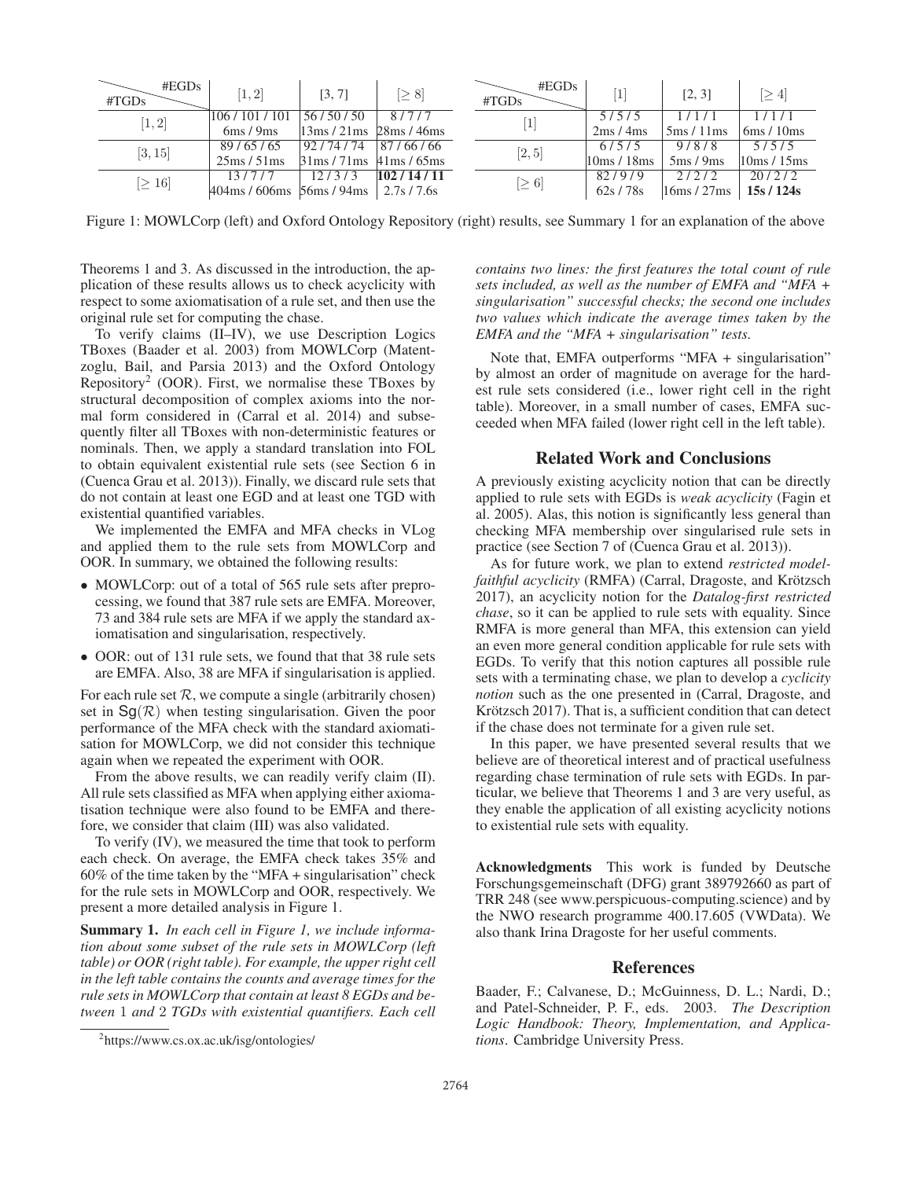| #TGDs \ #EGDs | $[1, 2]$ | [3, 7] | $[\geq 8]$ |
|---|---|---|---|
| $[1, 2]$ | 106 / 101 / 101<br>6ms / 9ms | 56 / 50 / 50<br>13ms / 21ms | 8 / 7 / 7<br>28ms / 46ms |
| $[3, 15]$ | 89 / 65 / 65<br>25ms / 51ms | 92 / 74 / 74<br>31ms / 71ms | 87 / 66 / 66<br>41ms / 65ms |
| $[\geq 16]$ | 13 / 7 / 7<br>404ms / 606ms | 12 / 3 / 3<br>56ms / 94ms | **102 / 14 / 11**<br>2.7s / 7.6s |

| #TGDs \ #EGDs | $[1]$ | [2, 3] | $[\geq 4]$ |
|---|---|---|---|
| $[1]$ | 5 / 5 / 5<br>2ms / 4ms | 1 / 1 / 1<br>5ms / 11ms | 1 / 1 / 1<br>6ms / 10ms |
| $[2, 5]$ | 6 / 5 / 5<br>10ms / 18ms | 9 / 8 / 8<br>5ms / 9ms | 5 / 5 / 5<br>10ms / 15ms |
| $[\geq 6]$ | 82 / 9 / 9<br>62s / 78s | 2 / 2 / 2<br>16ms / 27ms | **20 / 2 / 2**<br>**15s / 124s** |

Figure 1: MOWLCorp (left) and Oxford Ontology Repository (right) results, see Summary 1 for an explanation of the above

Theorems 1 and 3. As discussed in the introduction, the application of these results allows us to check acyclicity with respect to some axiomatisation of a rule set, and then use the original rule set for computing the chase.

To verify claims (II–IV), we use Description Logics TBoxes (Baader et al. 2003) from MOWLCorp (Matentzoglu, Bail, and Parsia 2013) and the Oxford Ontology Repository[2] (OOR). First, we normalise these TBoxes by structural decomposition of complex axioms into the normal form considered in (Carral et al. 2014) and subsequently filter all TBoxes with non-deterministic features or nominals. Then, we apply a standard translation into FOL to obtain equivalent existential rule sets (see Section 6 in (Cuenca Grau et al. 2013)). Finally, we discard rule sets that do not contain at least one EGD and at least one TGD with existential quantified variables.

We implemented the EMFA and MFA checks in VLog and applied them to the rule sets from MOWLCorp and OOR. In summary, we obtained the following results:

- MOWLCorp: out of a total of 565 rule sets after preprocessing, we found that 387 rule sets are EMFA. Moreover, 73 and 384 rule sets are MFA if we apply the standard axiomatisation and singularisation, respectively.
- OOR: out of 131 rule sets, we found that that 38 rule sets are EMFA. Also, 38 are MFA if singularisation is applied.

For each rule set $\mathcal{R}$, we compute a single (arbitrarily chosen) set in $\mathsf{Sg}(\mathcal{R})$ when testing singularisation. Given the poor performance of the MFA check with the standard axiomatisation for MOWLCorp, we did not consider this technique again when we repeated the experiment with OOR.

From the above results, we can readily verify claim (II). All rule sets classified as MFA when applying either axiomatisation technique were also found to be EMFA and therefore, we consider that claim (III) was also validated.

To verify (IV), we measured the time that took to perform each check. On average, the EMFA check takes 35% and 60% of the time taken by the "MFA + singularisation" check for the rule sets in MOWLCorp and OOR, respectively. We present a more detailed analysis in Figure 1.

**Summary 1.** *In each cell in Figure 1, we include information about some subset of the rule sets in MOWLCorp (left table) or OOR (right table). For example, the upper right cell in the left table contains the counts and average times for the rule sets in MOWLCorp that contain at least 8 EGDs and between 1 and 2 TGDs with existential quantifiers. Each cell contains two lines: the first features the total count of rule sets included, as well as the number of EMFA and "MFA + singularisation" successful checks; the second one includes two values which indicate the average times taken by the EMFA and the "MFA + singularisation" tests.*

Note that, EMFA outperforms "MFA + singularisation" by almost an order of magnitude on average for the hardest rule sets considered (i.e., lower right cell in the right table). Moreover, in a small number of cases, EMFA succeeded when MFA failed (lower right cell in the left table).

## Related Work and Conclusions

A previously existing acyclicity notion that can be directly applied to rule sets with EGDs is *weak acyclicity* (Fagin et al. 2005). Alas, this notion is significantly less general than checking MFA membership over singularised rule sets in practice (see Section 7 of (Cuenca Grau et al. 2013)).

As for future work, we plan to extend *restricted model-faithful acyclicity* (RMFA) (Carral, Dragoste, and Krötzsch 2017), an acyclicity notion for the *Datalog-first restricted chase*, so it can be applied to rule sets with equality. Since RMFA is more general than MFA, this extension can yield an even more general condition applicable for rule sets with EGDs. To verify that this notion captures all possible rule sets with a terminating chase, we plan to develop a *cyclicity notion* such as the one presented in (Carral, Dragoste, and Krötzsch 2017). That is, a sufficient condition that can detect if the chase does not terminate for a given rule set.

In this paper, we have presented several results that we believe are of theoretical interest and of practical usefulness regarding chase termination of rule sets with EGDs. In particular, we believe that Theorems 1 and 3 are very useful, as they enable the application of all existing acyclicity notions to existential rule sets with equality.

**Acknowledgments** This work is funded by Deutsche Forschungsgemeinschaft (DFG) grant 389792660 as part of TRR 248 (see www.perspicuous-computing.science) and by the NWO research programme 400.17.605 (VWData). We also thank Irina Dragoste for her useful comments.

## References

Baader, F.; Calvanese, D.; McGuinness, D. L.; Nardi, D.; and Patel-Schneider, P. F., eds. 2003. *The Description Logic Handbook: Theory, Implementation, and Applications*. Cambridge University Press.

[2] https://www.cs.ox.ac.uk/isg/ontologies/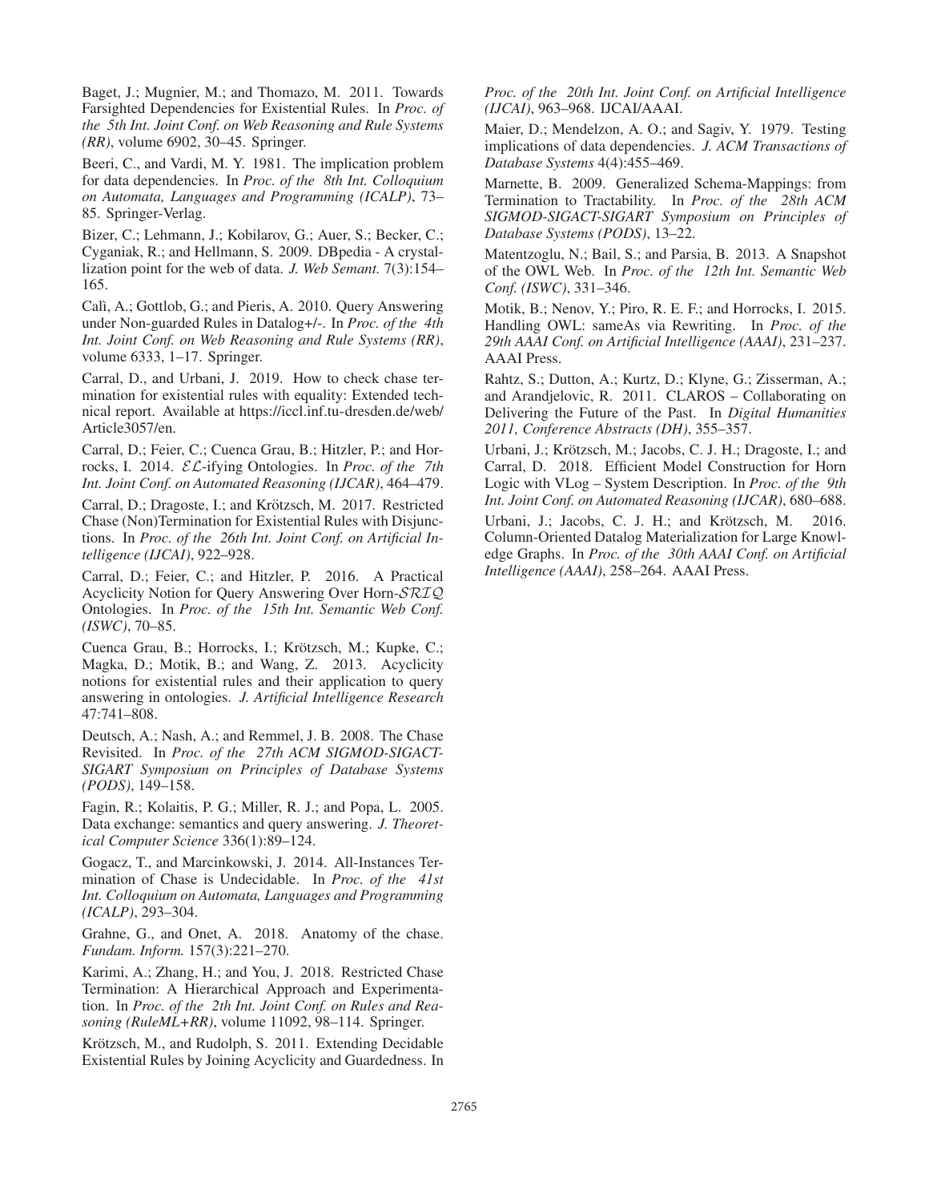Baget, J.; Mugnier, M.; and Thomazo, M. 2011. Towards Farsighted Dependencies for Existential Rules. In *Proc. of the 5th Int. Joint Conf. on Web Reasoning and Rule Systems (RR)*, volume 6902, 30–45. Springer.

Beeri, C., and Vardi, M. Y. 1981. The implication problem for data dependencies. In *Proc. of the 8th Int. Colloquium on Automata, Languages and Programming (ICALP)*, 73–85. Springer-Verlag.

Bizer, C.; Lehmann, J.; Kobilarov, G.; Auer, S.; Becker, C.; Cyganiak, R.; and Hellmann, S. 2009. DBpedia - A crystallization point for the web of data. *J. Web Semant.* 7(3):154–165.

Calì, A.; Gottlob, G.; and Pieris, A. 2010. Query Answering under Non-guarded Rules in Datalog+/-. In *Proc. of the 4th Int. Joint Conf. on Web Reasoning and Rule Systems (RR)*, volume 6333, 1–17. Springer.

Carral, D., and Urbani, J. 2019. How to check chase termination for existential rules with equality: Extended technical report. Available at https://iccl.inf.tu-dresden.de/web/Article3057/en.

Carral, D.; Feier, C.; Cuenca Grau, B.; Hitzler, P.; and Horrocks, I. 2014. $\mathcal{EL}$-ifying Ontologies. In *Proc. of the 7th Int. Joint Conf. on Automated Reasoning (IJCAR)*, 464–479.

Carral, D.; Dragoste, I.; and Krötzsch, M. 2017. Restricted Chase (Non)Termination for Existential Rules with Disjunctions. In *Proc. of the 26th Int. Joint Conf. on Artificial Intelligence (IJCAI)*, 922–928.

Carral, D.; Feier, C.; and Hitzler, P. 2016. A Practical Acyclicity Notion for Query Answering Over Horn-$\mathcal{SRIQ}$ Ontologies. In *Proc. of the 15th Int. Semantic Web Conf. (ISWC)*, 70–85.

Cuenca Grau, B.; Horrocks, I.; Krötzsch, M.; Kupke, C.; Magka, D.; Motik, B.; and Wang, Z. 2013. Acyclicity notions for existential rules and their application to query answering in ontologies. *J. Artificial Intelligence Research* 47:741–808.

Deutsch, A.; Nash, A.; and Remmel, J. B. 2008. The Chase Revisited. In *Proc. of the 27th ACM SIGMOD-SIGACT-SIGART Symposium on Principles of Database Systems (PODS)*, 149–158.

Fagin, R.; Kolaitis, P. G.; Miller, R. J.; and Popa, L. 2005. Data exchange: semantics and query answering. *J. Theoretical Computer Science* 336(1):89–124.

Gogacz, T., and Marcinkowski, J. 2014. All-Instances Termination of Chase is Undecidable. In *Proc. of the 41st Int. Colloquium on Automata, Languages and Programming (ICALP)*, 293–304.

Grahne, G., and Onet, A. 2018. Anatomy of the chase. *Fundam. Inform.* 157(3):221–270.

Karimi, A.; Zhang, H.; and You, J. 2018. Restricted Chase Termination: A Hierarchical Approach and Experimentation. In *Proc. of the 2th Int. Joint Conf. on Rules and Reasoning (RuleML+RR)*, volume 11092, 98–114. Springer.

Krötzsch, M., and Rudolph, S. 2011. Extending Decidable Existential Rules by Joining Acyclicity and Guardedness. In *Proc. of the 20th Int. Joint Conf. on Artificial Intelligence (IJCAI)*, 963–968. IJCAI/AAAI.

Maier, D.; Mendelzon, A. O.; and Sagiv, Y. 1979. Testing implications of data dependencies. *J. ACM Transactions of Database Systems* 4(4):455–469.

Marnette, B. 2009. Generalized Schema-Mappings: from Termination to Tractability. In *Proc. of the 28th ACM SIGMOD-SIGACT-SIGART Symposium on Principles of Database Systems (PODS)*, 13–22.

Matentzoglu, N.; Bail, S.; and Parsia, B. 2013. A Snapshot of the OWL Web. In *Proc. of the 12th Int. Semantic Web Conf. (ISWC)*, 331–346.

Motik, B.; Nenov, Y.; Piro, R. E. F.; and Horrocks, I. 2015. Handling OWL: sameAs via Rewriting. In *Proc. of the 29th AAAI Conf. on Artificial Intelligence (AAAI)*, 231–237. AAAI Press.

Rahtz, S.; Dutton, A.; Kurtz, D.; Klyne, G.; Zisserman, A.; and Arandjelovic, R. 2011. CLAROS – Collaborating on Delivering the Future of the Past. In *Digital Humanities 2011, Conference Abstracts (DH)*, 355–357.

Urbani, J.; Krötzsch, M.; Jacobs, C. J. H.; Dragoste, I.; and Carral, D. 2018. Efficient Model Construction for Horn Logic with VLog – System Description. In *Proc. of the 9th Int. Joint Conf. on Automated Reasoning (IJCAR)*, 680–688.

Urbani, J.; Jacobs, C. J. H.; and Krötzsch, M. 2016. Column-Oriented Datalog Materialization for Large Knowledge Graphs. In *Proc. of the 30th AAAI Conf. on Artificial Intelligence (AAAI)*, 258–264. AAAI Press.